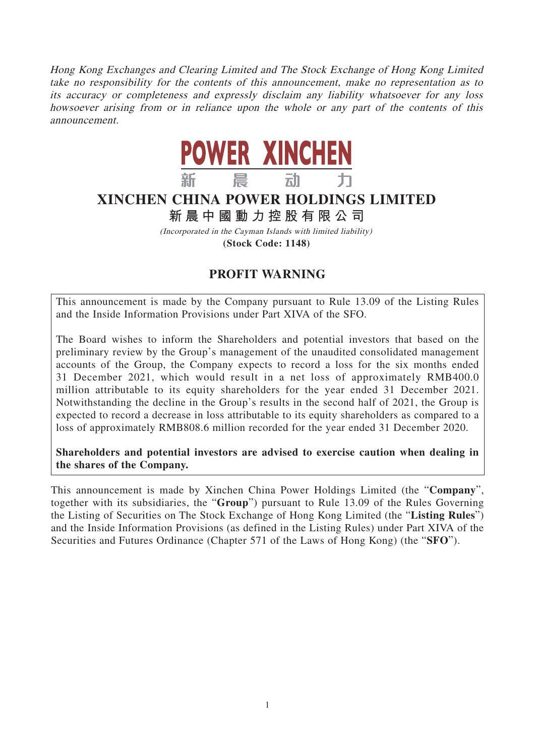*Hong Kong Exchanges and Clearing Limited and The Stock Exchange of Hong Kong Limited take no responsibility for the contents of this announcement, make no representation as to its accuracy or completeness and expressly disclaim any liability whatsoever for any loss howsoever arising from or in reliance upon the whole or any part of the contents of this announcement.*

POWER XINCHEN

新 晨 动 力

# XINCHEN CHINA POWER HOLDINGS LIMITED

## 新晨中國動力控股有限公司

*(Incorporated in the Cayman Islands with limited liability)*

**(Stock Code: 1148)**

## PROFIT WARNING

This announcement is made by the Company pursuant to Rule 13.09 of the Listing Rules and the Inside Information Provisions under Part XIVA of the SFO.

The Board wishes to inform the Shareholders and potential investors that based on the preliminary review by the Group's management of the unaudited consolidated management accounts of the Group, the Company expects to record a loss for the six months ended 31 December 2021, which would result in a net loss of approximately RMB400.0 million attributable to its equity shareholders for the year ended 31 December 2021. Notwithstanding the decline in the Group's results in the second half of 2021, the Group is expected to record a decrease in loss attributable to its equity shareholders as compared to a loss of approximately RMB808.6 million recorded for the year ended 31 December 2020.

**Shareholders and potential investors are advised to exercise caution when dealing in the shares of the Company.**

This announcement is made by Xinchen China Power Holdings Limited (the "**Company**", together with its subsidiaries, the "**Group**") pursuant to Rule 13.09 of the Rules Governing the Listing of Securities on The Stock Exchange of Hong Kong Limited (the "**Listing Rules**") and the Inside Information Provisions (as defined in the Listing Rules) under Part XIVA of the Securities and Futures Ordinance (Chapter 571 of the Laws of Hong Kong) (the "**SFO**").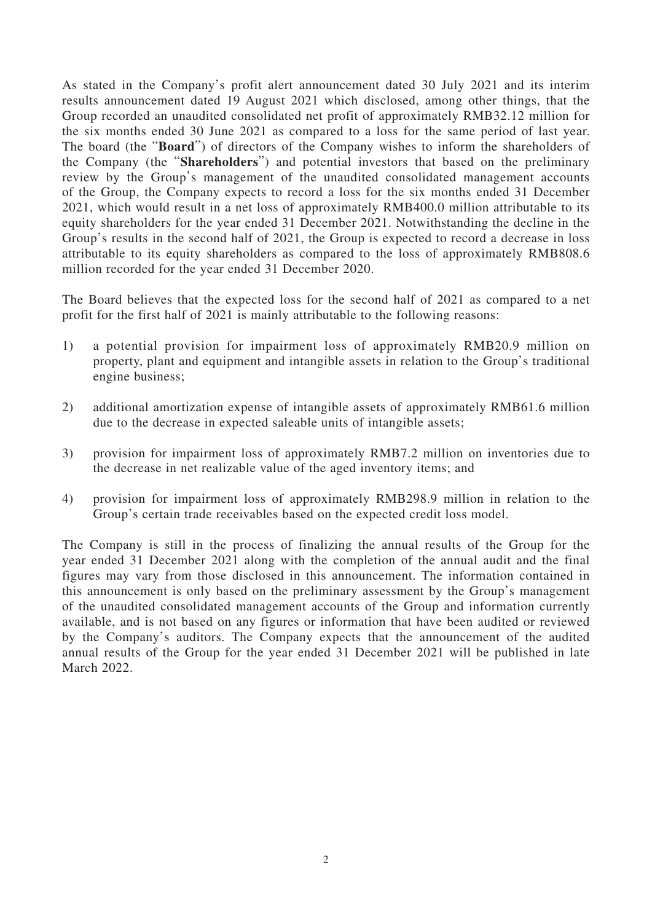As stated in the Company's profit alert announcement dated 30 July 2021 and its interim results announcement dated 19 August 2021 which disclosed, among other things, that the Group recorded an unaudited consolidated net profit of approximately RMB32.12 million for the six months ended 30 June 2021 as compared to a loss for the same period of last year. The board (the "**Board**") of directors of the Company wishes to inform the shareholders of the Company (the "**Shareholders**") and potential investors that based on the preliminary review by the Group's management of the unaudited consolidated management accounts of the Group, the Company expects to record a loss for the six months ended 31 December 2021, which would result in a net loss of approximately RMB400.0 million attributable to its equity shareholders for the year ended 31 December 2021. Notwithstanding the decline in the Group's results in the second half of 2021, the Group is expected to record a decrease in loss attributable to its equity shareholders as compared to the loss of approximately RMB808.6 million recorded for the year ended 31 December 2020.

The Board believes that the expected loss for the second half of 2021 as compared to a net profit for the first half of 2021 is mainly attributable to the following reasons:

1) a potential provision for impairment loss of approximately RMB20.9 million on property, plant and equipment and intangible assets in relation to the Group's traditional engine business;

2) additional amortization expense of intangible assets of approximately RMB61.6 million due to the decrease in expected saleable units of intangible assets;

3) provision for impairment loss of approximately RMB7.2 million on inventories due to the decrease in net realizable value of the aged inventory items; and

4) provision for impairment loss of approximately RMB298.9 million in relation to the Group's certain trade receivables based on the expected credit loss model.

The Company is still in the process of finalizing the annual results of the Group for the year ended 31 December 2021 along with the completion of the annual audit and the final figures may vary from those disclosed in this announcement. The information contained in this announcement is only based on the preliminary assessment by the Group's management of the unaudited consolidated management accounts of the Group and information currently available, and is not based on any figures or information that have been audited or reviewed by the Company's auditors. The Company expects that the announcement of the audited annual results of the Group for the year ended 31 December 2021 will be published in late March 2022.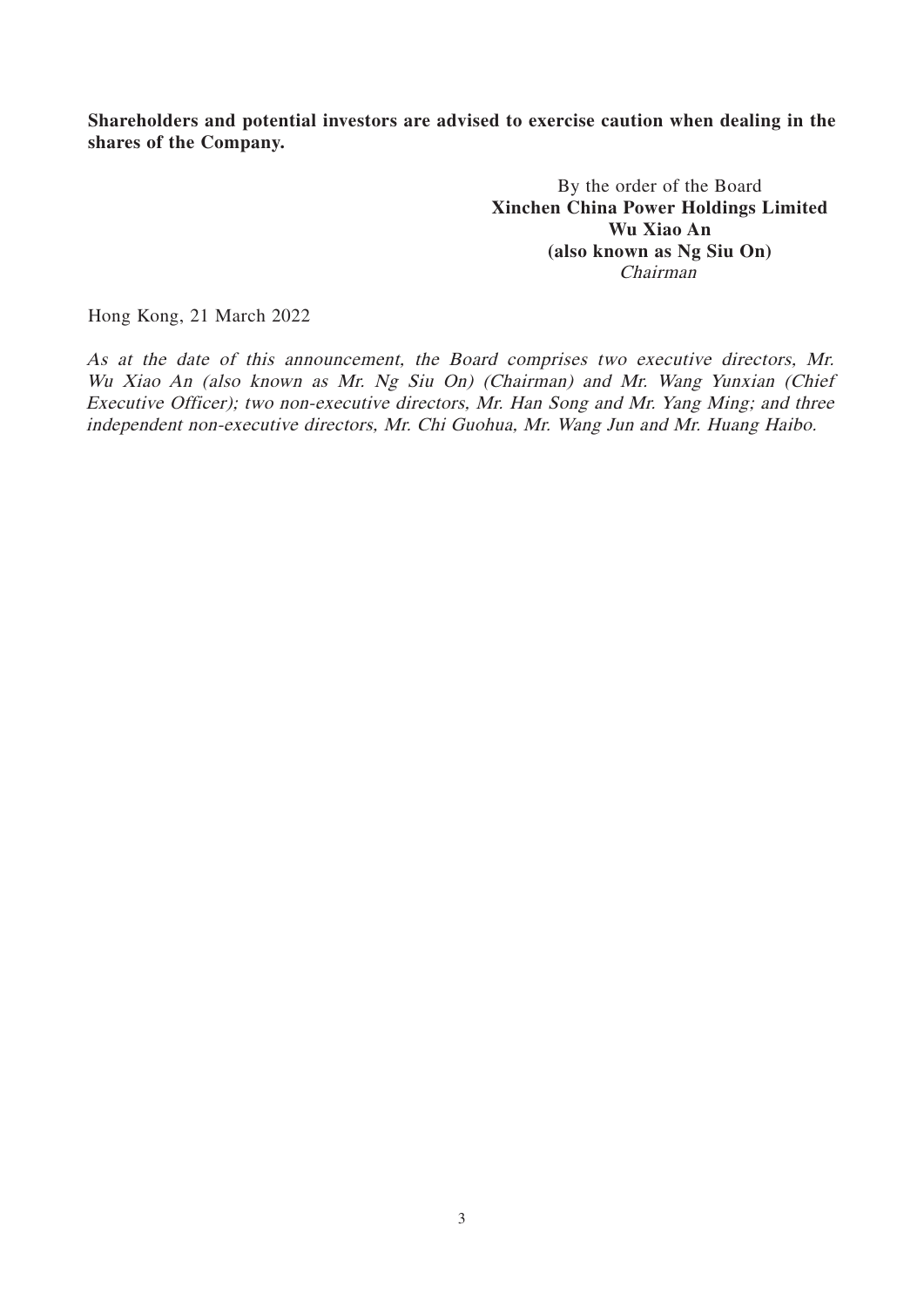**Shareholders and potential investors are advised to exercise caution when dealing in the shares of the Company.**

By the order of the Board
**Xinchen China Power Holdings Limited**
**Wu Xiao An**
**(also known as Ng Siu On)**
*Chairman*

Hong Kong, 21 March 2022

*As at the date of this announcement, the Board comprises two executive directors, Mr. Wu Xiao An (also known as Mr. Ng Siu On) (Chairman) and Mr. Wang Yunxian (Chief Executive Officer); two non-executive directors, Mr. Han Song and Mr. Yang Ming; and three independent non-executive directors, Mr. Chi Guohua, Mr. Wang Jun and Mr. Huang Haibo.*